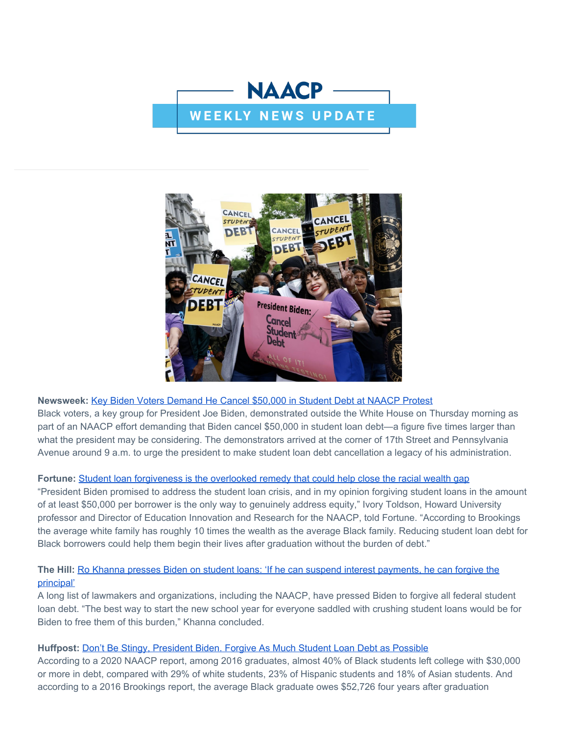# NAACP

## WEEKLY NEWS UPDATE

**Newsweek:** [Key Biden Voters Demand He Cancel $50,000 in Student Debt at NAACP Protest]

Black voters, a key group for President Joe Biden, demonstrated outside the White House on Thursday morning as part of an NAACP effort demanding that Biden cancel $50,000 in student loan debt—a figure five times larger than what the president may be considering. The demonstrators arrived at the corner of 17th Street and Pennsylvania Avenue around 9 a.m. to urge the president to make student loan debt cancellation a legacy of his administration.

**Fortune:** [Student loan forgiveness is the overlooked remedy that could help close the racial wealth gap]

"President Biden promised to address the student loan crisis, and in my opinion forgiving student loans in the amount of at least $50,000 per borrower is the only way to genuinely address equity," Ivory Toldson, Howard University professor and Director of Education Innovation and Research for the NAACP, told Fortune. "According to Brookings the average white family has roughly 10 times the wealth as the average Black family. Reducing student loan debt for Black borrowers could help them begin their lives after graduation without the burden of debt."

**The Hill:** [Ro Khanna presses Biden on student loans: 'If he can suspend interest payments, he can forgive the principal']

A long list of lawmakers and organizations, including the NAACP, have pressed Biden to forgive all federal student loan debt. "The best way to start the new school year for everyone saddled with crushing student loans would be for Biden to free them of this burden," Khanna concluded.

**Huffpost:** [Don't Be Stingy, President Biden. Forgive As Much Student Loan Debt as Possible]

According to a 2020 NAACP report, among 2016 graduates, almost 40% of Black students left college with $30,000 or more in debt, compared with 29% of white students, 23% of Hispanic students and 18% of Asian students. And according to a 2016 Brookings report, the average Black graduate owes $52,726 four years after graduation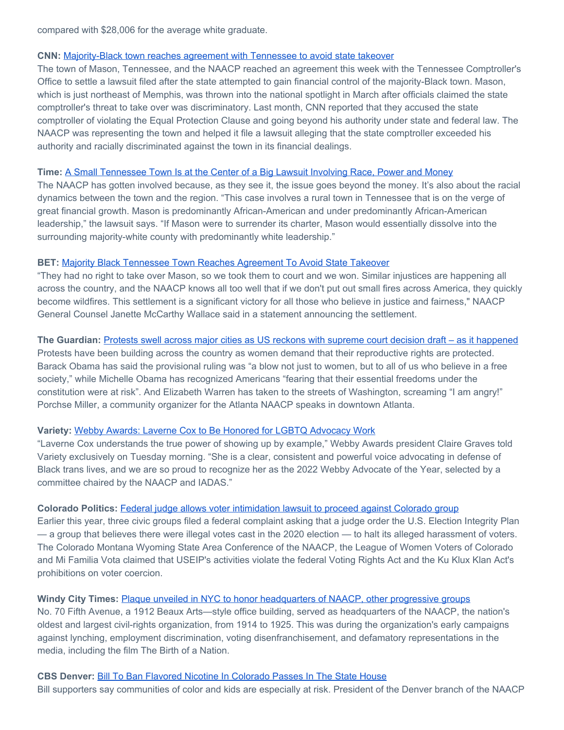compared with $28,006 for the average white graduate.

**CNN:** [Majority-Black town reaches agreement with Tennessee to avoid state takeover]
The town of Mason, Tennessee, and the NAACP reached an agreement this week with the Tennessee Comptroller's Office to settle a lawsuit filed after the state attempted to gain financial control of the majority-Black town. Mason, which is just northeast of Memphis, was thrown into the national spotlight in March after officials claimed the state comptroller's threat to take over was discriminatory. Last month, CNN reported that they accused the state comptroller of violating the Equal Protection Clause and going beyond his authority under state and federal law. The NAACP was representing the town and helped it file a lawsuit alleging that the state comptroller exceeded his authority and racially discriminated against the town in its financial dealings.

**Time:** [A Small Tennessee Town Is at the Center of a Big Lawsuit Involving Race, Power and Money]
The NAACP has gotten involved because, as they see it, the issue goes beyond the money. It's also about the racial dynamics between the town and the region. "This case involves a rural town in Tennessee that is on the verge of great financial growth. Mason is predominantly African-American and under predominantly African-American leadership," the lawsuit says. "If Mason were to surrender its charter, Mason would essentially dissolve into the surrounding majority-white county with predominantly white leadership."

**BET:** [Majority Black Tennessee Town Reaches Agreement To Avoid State Takeover]
"They had no right to take over Mason, so we took them to court and we won. Similar injustices are happening all across the country, and the NAACP knows all too well that if we don't put out small fires across America, they quickly become wildfires. This settlement is a significant victory for all those who believe in justice and fairness," NAACP General Counsel Janette McCarthy Wallace said in a statement announcing the settlement.

**The Guardian:** [Protests swell across major cities as US reckons with supreme court decision draft – as it happened]
Protests have been building across the country as women demand that their reproductive rights are protected. Barack Obama has said the provisional ruling was "a blow not just to women, but to all of us who believe in a free society," while Michelle Obama has recognized Americans "fearing that their essential freedoms under the constitution were at risk". And Elizabeth Warren has taken to the streets of Washington, screaming "I am angry!" Porchse Miller, a community organizer for the Atlanta NAACP speaks in downtown Atlanta.

**Variety:** [Webby Awards: Laverne Cox to Be Honored for LGBTQ Advocacy Work]
"Laverne Cox understands the true power of showing up by example," Webby Awards president Claire Graves told Variety exclusively on Tuesday morning. "She is a clear, consistent and powerful voice advocating in defense of Black trans lives, and we are so proud to recognize her as the 2022 Webby Advocate of the Year, selected by a committee chaired by the NAACP and IADAS."

**Colorado Politics:** [Federal judge allows voter intimidation lawsuit to proceed against Colorado group]
Earlier this year, three civic groups filed a federal complaint asking that a judge order the U.S. Election Integrity Plan — a group that believes there were illegal votes cast in the 2020 election — to halt its alleged harassment of voters. The Colorado Montana Wyoming State Area Conference of the NAACP, the League of Women Voters of Colorado and Mi Familia Vota claimed that USEIP's activities violate the federal Voting Rights Act and the Ku Klux Klan Act's prohibitions on voter coercion.

**Windy City Times:** [Plaque unveiled in NYC to honor headquarters of NAACP, other progressive groups]
No. 70 Fifth Avenue, a 1912 Beaux Arts—style office building, served as headquarters of the NAACP, the nation's oldest and largest civil-rights organization, from 1914 to 1925. This was during the organization's early campaigns against lynching, employment discrimination, voting disenfranchisement, and defamatory representations in the media, including the film The Birth of a Nation.

**CBS Denver:** [Bill To Ban Flavored Nicotine In Colorado Passes In The State House]
Bill supporters say communities of color and kids are especially at risk. President of the Denver branch of the NAACP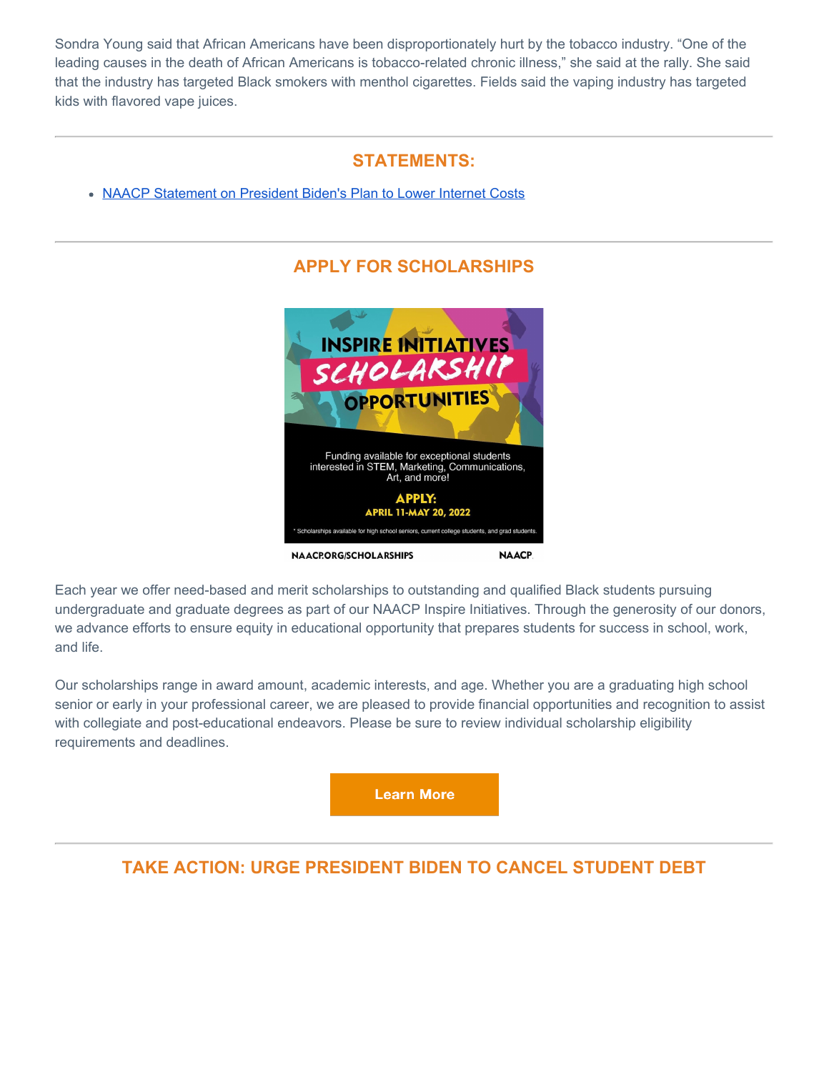Sondra Young said that African Americans have been disproportionately hurt by the tobacco industry. “One of the leading causes in the death of African Americans is tobacco-related chronic illness,” she said at the rally. She said that the industry has targeted Black smokers with menthol cigarettes. Fields said the vaping industry has targeted kids with flavored vape juices.

---

## STATEMENTS:

- [NAACP Statement on President Biden's Plan to Lower Internet Costs]()

---

## APPLY FOR SCHOLARSHIPS

INSPIRE INITIATIVES SCHOLARSHIP OPPORTUNITIES

Funding available for exceptional students interested in STEM, Marketing, Communications, Art, and more!

APPLY: APRIL 11-MAY 20, 2022

* Scholarships available for high school seniors, current college students, and grad students.

NAACP.ORG/SCHOLARSHIPS NAACP.

Each year we offer need-based and merit scholarships to outstanding and qualified Black students pursuing undergraduate and graduate degrees as part of our NAACP Inspire Initiatives. Through the generosity of our donors, we advance efforts to ensure equity in educational opportunity that prepares students for success in school, work, and life.

Our scholarships range in award amount, academic interests, and age. Whether you are a graduating high school senior or early in your professional career, we are pleased to provide financial opportunities and recognition to assist with collegiate and post-educational endeavors. Please be sure to review individual scholarship eligibility requirements and deadlines.

**Learn More**

---

## TAKE ACTION: URGE PRESIDENT BIDEN TO CANCEL STUDENT DEBT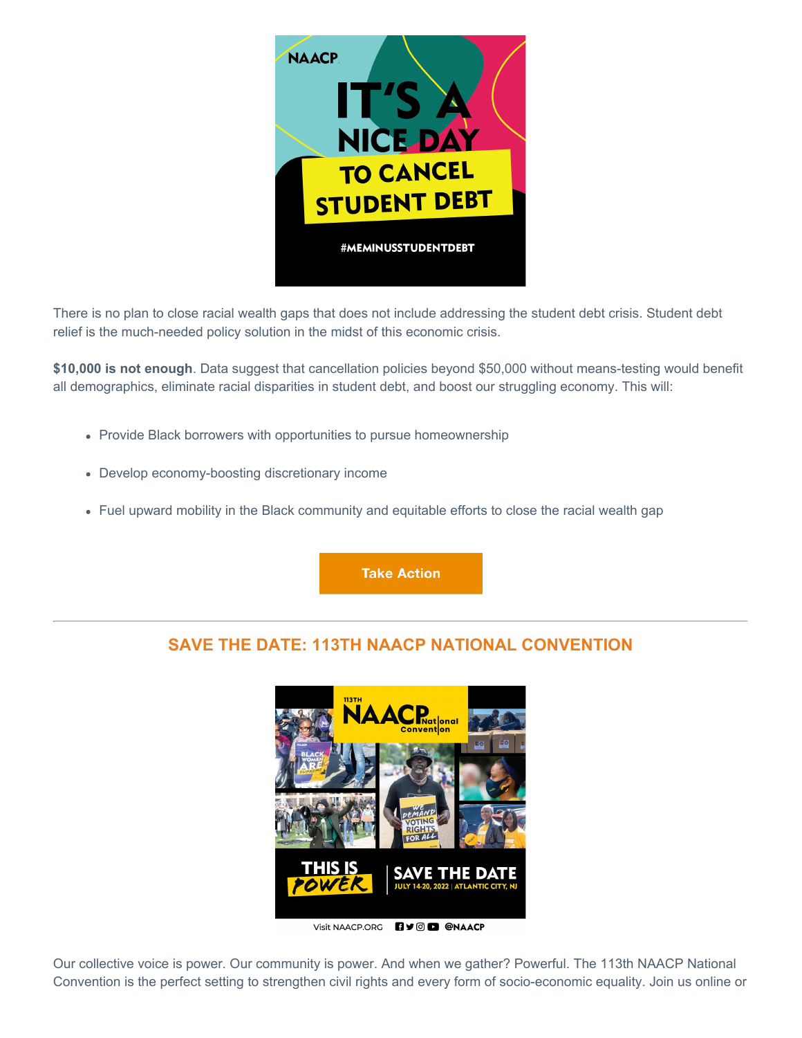There is no plan to close racial wealth gaps that does not include addressing the student debt crisis. Student debt relief is the much-needed policy solution in the midst of this economic crisis.

**$10,000 is not enough**. Data suggest that cancellation policies beyond $50,000 without means-testing would benefit all demographics, eliminate racial disparities in student debt, and boost our struggling economy. This will:

- Provide Black borrowers with opportunities to pursue homeownership
- Develop economy-boosting discretionary income
- Fuel upward mobility in the Black community and equitable efforts to close the racial wealth gap

Take Action

---

## SAVE THE DATE: 113TH NAACP NATIONAL CONVENTION

Our collective voice is power. Our community is power. And when we gather? Powerful. The 113th NAACP National Convention is the perfect setting to strengthen civil rights and every form of socio-economic equality. Join us online or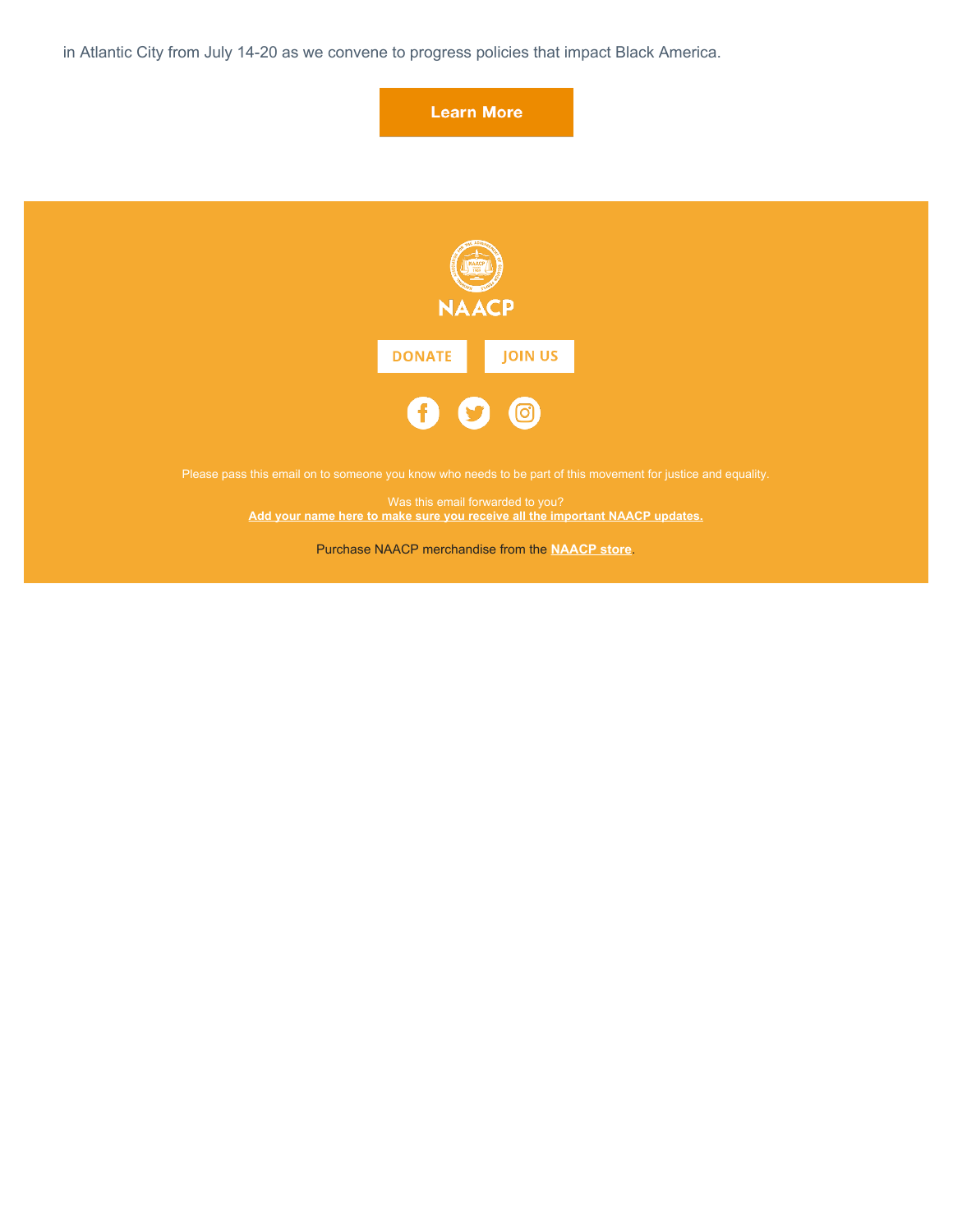in Atlantic City from July 14-20 as we convene to progress policies that impact Black America.

Learn More

NAACP

DONATE JOIN US

Please pass this email on to someone you know who needs to be part of this movement for justice and equality.

Was this email forwarded to you?
**Add your name here to make sure you receive all the important NAACP updates.**

Purchase NAACP merchandise from the **NAACP store**.